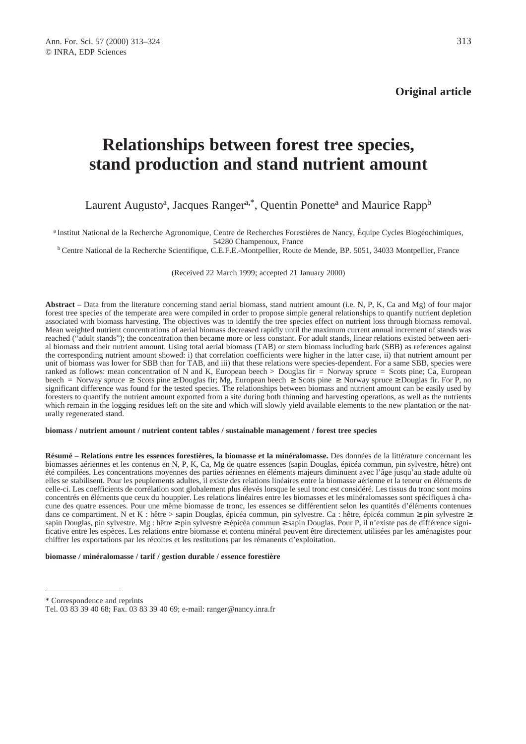**Original article**

# Relationships between forest tree species, stand production and stand nutrient amount

Laurent Augusto[a], Jacques Ranger[a,*], Quentin Ponette[a] and Maurice Rapp[b]

[a] Institut National de la Recherche Agronomique, Centre de Recherches Forestières de Nancy, Équipe Cycles Biogéochimiques, 54280 Champenoux, France

[b] Centre National de la Recherche Scientifique, C.E.F.E.-Montpellier, Route de Mende, BP. 5051, 34033 Montpellier, France

(Received 22 March 1999; accepted 21 January 2000)

**Abstract** – Data from the literature concerning stand aerial biomass, stand nutrient amount (i.e. N, P, K, Ca and Mg) of four major forest tree species of the temperate area were compiled in order to propose simple general relationships to quantify nutrient depletion associated with biomass harvesting. The objectives was to identify the tree species effect on nutrient loss through biomass removal. Mean weighted nutrient concentrations of aerial biomass decreased rapidly until the maximum current annual increment of stands was reached ("adult stands"); the concentration then became more or less constant. For adult stands, linear relations existed between aerial biomass and their nutrient amount. Using total aerial biomass (TAB) or stem biomass including bark (SBB) as references against the corresponding nutrient amount showed: i) that correlation coefficients were higher in the latter case, ii) that nutrient amount per unit of biomass was lower for SBB than for TAB, and iii) that these relations were species-dependent. For a same SBB, species were ranked as follows: mean concentration of N and K, European beech > Douglas fir = Norway spruce = Scots pine; Ca, European beech = Norway spruce ≥ Scots pine ≥ Douglas fir; Mg, European beech ≥ Scots pine ≥ Norway spruce ≥ Douglas fir. For P, no significant difference was found for the tested species. The relationships between biomass and nutrient amount can be easily used by foresters to quantify the nutrient amount exported from a site during both thinning and harvesting operations, as well as the nutrients which remain in the logging residues left on the site and which will slowly yield available elements to the new plantation or the naturally regenerated stand.

**biomass / nutrient amount / nutrient content tables / sustainable management / forest tree species**

**Résumé** – **Relations entre les essences forestières, la biomasse et la minéralomasse.** Des données de la littérature concernant les biomasses aériennes et les contenus en N, P, K, Ca, Mg de quatre essences (sapin Douglas, épicéa commun, pin sylvestre, hêtre) ont été compilées. Les concentrations moyennes des parties aériennes en éléments majeurs diminuent avec l'âge jusqu'au stade adulte où elles se stabilisent. Pour les peuplements adultes, il existe des relations linéaires entre la biomasse aérienne et la teneur en éléments de celle-ci. Les coefficients de corrélation sont globalement plus élevés lorsque le seul tronc est considéré. Les tissus du tronc sont moins concentrés en éléments que ceux du houppier. Les relations linéaires entre les biomasses et les minéralomasses sont spécifiques à chacune des quatre essences. Pour une même biomasse de tronc, les essences se différentient selon les quantités d'éléments contenues dans ce compartiment. N et K : hêtre > sapin Douglas, épicéa commun, pin sylvestre. Ca : hêtre, épicéa commun ≥ pin sylvestre ≥ sapin Douglas, pin sylvestre. Mg : hêtre ≥ pin sylvestre ≥ épicéa commun ≥ sapin Douglas. Pour P, il n'existe pas de différence significative entre les espèces. Les relations entre biomasse et contenu minéral peuvent être directement utilisées par les aménagistes pour chiffrer les exportations par les récoltes et les restitutions par les rémanents d'exploitation.

**biomasse / minéralomasse / tarif / gestion durable / essence forestière**

---

\* Correspondence and reprints

Tel. 03 83 39 40 68; Fax. 03 83 39 40 69; e-mail: ranger@nancy.inra.fr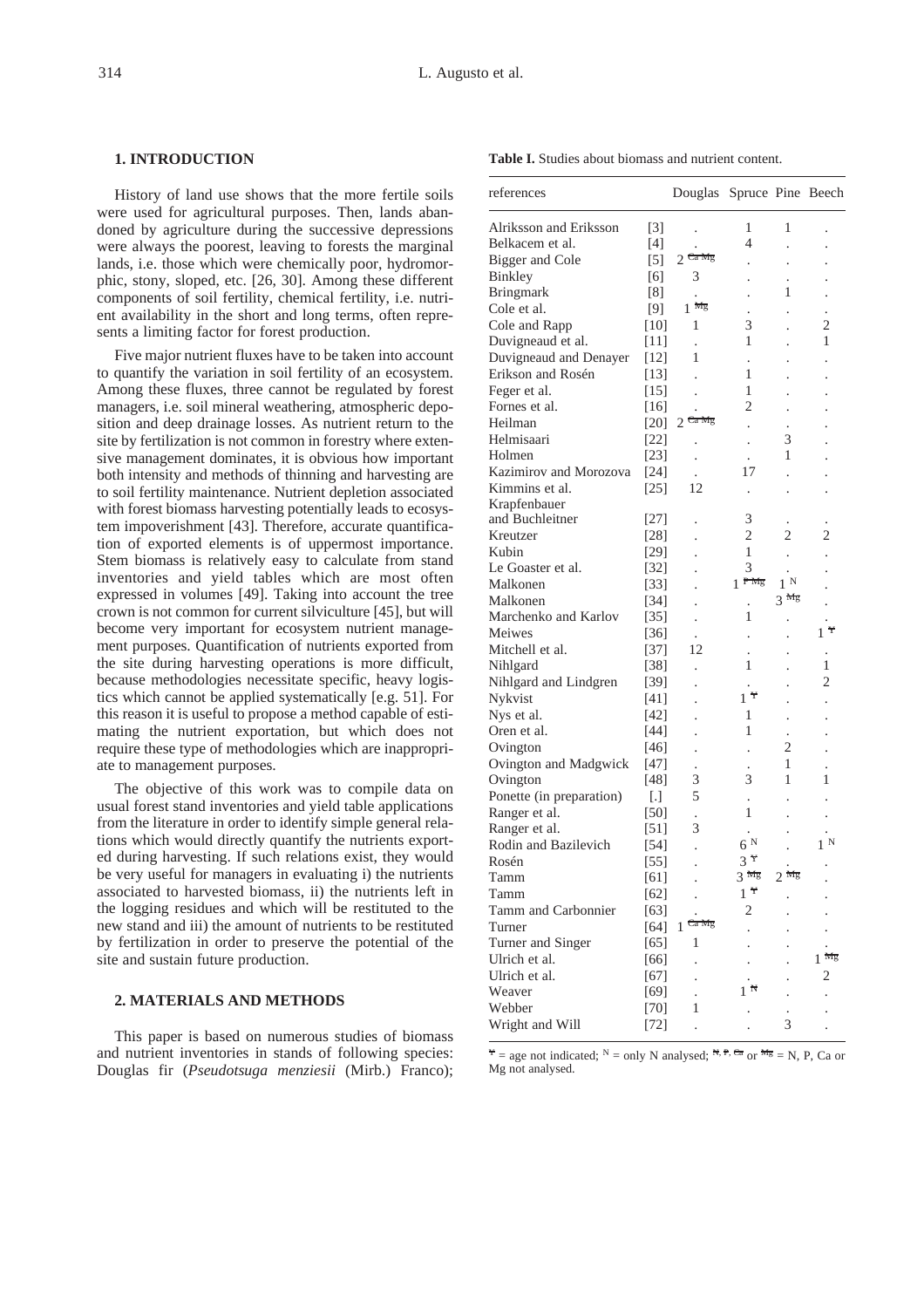## 1. INTRODUCTION

History of land use shows that the more fertile soils were used for agricultural purposes. Then, lands abandoned by agriculture during the successive depressions were always the poorest, leaving to forests the marginal lands, i.e. those which were chemically poor, hydromorphic, stony, sloped, etc. [26, 30]. Among these different components of soil fertility, chemical fertility, i.e. nutrient availability in the short and long terms, often represents a limiting factor for forest production.

Five major nutrient fluxes have to be taken into account to quantify the variation in soil fertility of an ecosystem. Among these fluxes, three cannot be regulated by forest managers, i.e. soil mineral weathering, atmospheric deposition and deep drainage losses. As nutrient return to the site by fertilization is not common in forestry where extensive management dominates, it is obvious how important both intensity and methods of thinning and harvesting are to soil fertility maintenance. Nutrient depletion associated with forest biomass harvesting potentially leads to ecosystem impoverishment [43]. Therefore, accurate quantification of exported elements is of uppermost importance. Stem biomass is relatively easy to calculate from stand inventories and yield tables which are most often expressed in volumes [49]. Taking into account the tree crown is not common for current silviculture [45], but will become very important for ecosystem nutrient management purposes. Quantification of nutrients exported from the site during harvesting operations is more difficult, because methodologies necessitate specific, heavy logistics which cannot be applied systematically [e.g. 51]. For this reason it is useful to propose a method capable of estimating the nutrient exportation, but which does not require these type of methodologies which are inappropriate to management purposes.

The objective of this work was to compile data on usual forest stand inventories and yield table applications from the literature in order to identify simple general relations which would directly quantify the nutrients exported during harvesting. If such relations exist, they would be very useful for managers in evaluating i) the nutrients associated to harvested biomass, ii) the nutrients left in the logging residues and which will be restituted to the new stand and iii) the amount of nutrients to be restituted by fertilization in order to preserve the potential of the site and sustain future production.

## 2. MATERIALS AND METHODS

This paper is based on numerous studies of biomass and nutrient inventories in stands of following species: Douglas fir (*Pseudotsuga menziesii* (Mirb.) Franco);

**Table I.** Studies about biomass and nutrient content.

| references | | Douglas | Spruce | Pine | Beech |
|---|---|---|---|---|---|
| Alriksson and Eriksson | [3] | . | 1 | 1 | . |
| Belkacem et al. | [4] | . | 4 | . | . |
| Bigger and Cole | [5] | 2 ~~Ca Mg~~ | . | . | . |
| Binkley | [6] | 3 | . | . | . |
| Bringmark | [8] | . | . | 1 | . |
| Cole et al. | [9] | 1 ~~Mg~~ | . | . | . |
| Cole and Rapp | [10] | 1 | 3 | . | 2 |
| Duvigneaud et al. | [11] | . | 1 | . | 1 |
| Duvigneaud and Denayer | [12] | 1 | . | . | . |
| Erikson and Rosén | [13] | . | 1 | . | . |
| Feger et al. | [15] | . | 1 | . | . |
| Fornes et al. | [16] | . | 2 | . | . |
| Heilman | [20] | 2 ~~Ca Mg~~ | . | . | . |
| Helmisaari | [22] | . | . | 3 | . |
| Holmen | [23] | . | . | 1 | . |
| Kazimirov and Morozova | [24] | . | 17 | . | . |
| Kimmins et al. | [25] | 12 | . | . | . |
| Krapfenbauer and Buchleitner | [27] | . | 3 | . | . |
| Kreutzer | [28] | . | 2 | 2 | 2 |
| Kubin | [29] | . | 1 | . | . |
| Le Goaster et al. | [32] | . | 3 | . | . |
| Malkonen | [33] | . | 1 ~~P Mg~~ | 1 [N] | . |
| Malkonen | [34] | . | . | 3 ~~Mg~~ | . |
| Marchenko and Karlov | [35] | . | 1 | . | . |
| Meiwes | [36] | . | . | . | 1 ~~Y~~ |
| Mitchell et al. | [37] | 12 | . | . | . |
| Nihlgard | [38] | . | 1 | . | 1 |
| Nihlgard and Lindgren | [39] | . | . | . | 2 |
| Nykvist | [41] | . | 1 ~~Y~~ | . | . |
| Nys et al. | [42] | . | 1 | . | . |
| Oren et al. | [44] | . | 1 | . | . |
| Ovington | [46] | . | . | 2 | . |
| Ovington and Madgwick | [47] | . | . | 1 | . |
| Ovington | [48] | 3 | 3 | 1 | 1 |
| Ponette (in preparation) | [.] | 5 | . | . | . |
| Ranger et al. | [50] | . | 1 | . | . |
| Ranger et al. | [51] | 3 | . | . | . |
| Rodin and Bazilevich | [54] | . | 6 [N] | . | 1 [N] |
| Rosén | [55] | . | 3 ~~Y~~ | . | . |
| Tamm | [61] | . | 3 ~~Mg~~ | 2 ~~Mg~~ | . |
| Tamm | [62] | . | 1 ~~Y~~ | . | . |
| Tamm and Carbonnier | [63] | . | 2 | . | . |
| Turner | [64] | 1 ~~Ca Mg~~ | . | . | . |
| Turner and Singer | [65] | 1 | . | . | . |
| Ulrich et al. | [66] | . | . | . | 1 ~~Mg~~ |
| Ulrich et al. | [67] | . | . | . | 2 |
| Weaver | [69] | . | 1 ~~N~~ | . | . |
| Webber | [70] | 1 | . | . | . |
| Wright and Will | [72] | . | . | 3 | . |

~~Y~~ = age not indicated; [N] = only N analysed; ~~N~~, ~~P~~, ~~Ca~~ or ~~Mg~~ = N, P, Ca or Mg not analysed.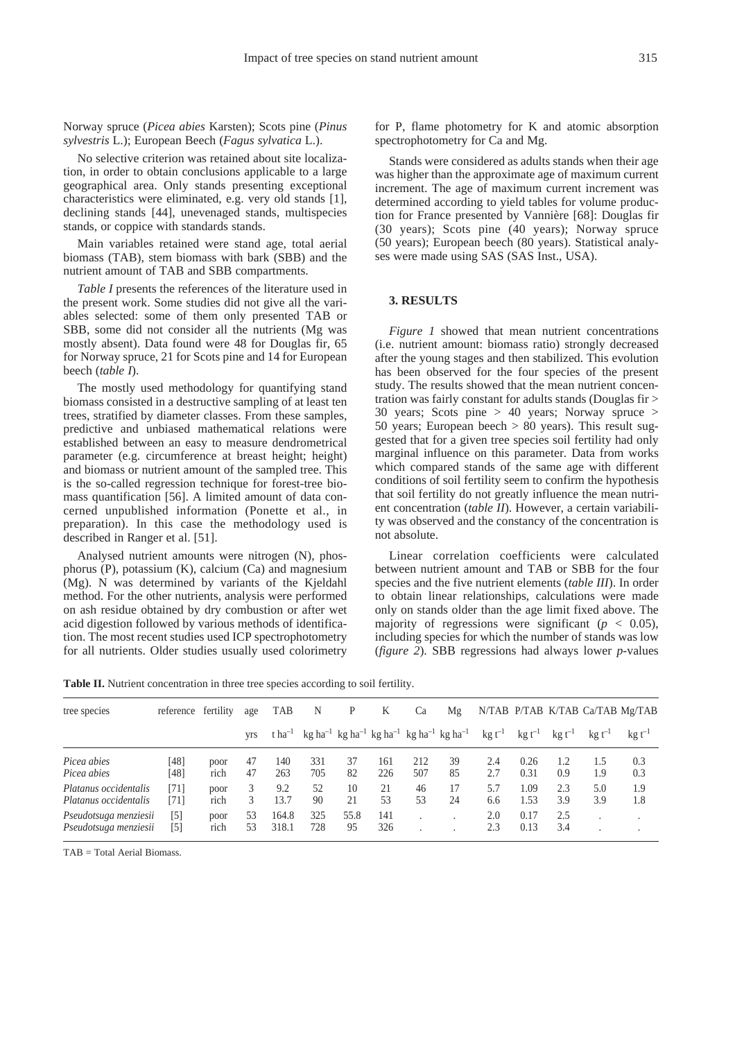Norway spruce (*Picea abies* Karsten); Scots pine (*Pinus sylvestris* L.); European Beech (*Fagus sylvatica* L.).

No selective criterion was retained about site localization, in order to obtain conclusions applicable to a large geographical area. Only stands presenting exceptional characteristics were eliminated, e.g. very old stands [1], declining stands [44], unevenaged stands, multispecies stands, or coppice with standards stands.

Main variables retained were stand age, total aerial biomass (TAB), stem biomass with bark (SBB) and the nutrient amount of TAB and SBB compartments.

*Table I* presents the references of the literature used in the present work. Some studies did not give all the variables selected: some of them only presented TAB or SBB, some did not consider all the nutrients (Mg was mostly absent). Data found were 48 for Douglas fir, 65 for Norway spruce, 21 for Scots pine and 14 for European beech (*table I*).

The mostly used methodology for quantifying stand biomass consisted in a destructive sampling of at least ten trees, stratified by diameter classes. From these samples, predictive and unbiased mathematical relations were established between an easy to measure dendrometrical parameter (e.g. circumference at breast height; height) and biomass or nutrient amount of the sampled tree. This is the so-called regression technique for forest-tree biomass quantification [56]. A limited amount of data concerned unpublished information (Ponette et al., in preparation). In this case the methodology used is described in Ranger et al. [51].

Analysed nutrient amounts were nitrogen (N), phosphorus (P), potassium (K), calcium (Ca) and magnesium (Mg). N was determined by variants of the Kjeldahl method. For the other nutrients, analysis were performed on ash residue obtained by dry combustion or after wet acid digestion followed by various methods of identification. The most recent studies used ICP spectrophotometry for all nutrients. Older studies usually used colorimetry for P, flame photometry for K and atomic absorption spectrophotometry for Ca and Mg.

Stands were considered as adults stands when their age was higher than the approximate age of maximum current increment. The age of maximum current increment was determined according to yield tables for volume production for France presented by Vannière [68]: Douglas fir (30 years); Scots pine (40 years); Norway spruce (50 years); European beech (80 years). Statistical analyses were made using SAS (SAS Inst., USA).

## 3. RESULTS

*Figure 1* showed that mean nutrient concentrations (i.e. nutrient amount: biomass ratio) strongly decreased after the young stages and then stabilized. This evolution has been observed for the four species of the present study. The results showed that the mean nutrient concentration was fairly constant for adults stands (Douglas fir > 30 years; Scots pine > 40 years; Norway spruce > 50 years; European beech > 80 years). This result suggested that for a given tree species soil fertility had only marginal influence on this parameter. Data from works which compared stands of the same age with different conditions of soil fertility seem to confirm the hypothesis that soil fertility do not greatly influence the mean nutrient concentration (*table II*). However, a certain variability was observed and the constancy of the concentration is not absolute.

Linear correlation coefficients were calculated between nutrient amount and TAB or SBB for the four species and the five nutrient elements (*table III*). In order to obtain linear relationships, calculations were made only on stands older than the age limit fixed above. The majority of regressions were significant ($p < 0.05$), including species for which the number of stands was low (*figure 2*). SBB regressions had always lower *p*-values

**Table II.** Nutrient concentration in three tree species according to soil fertility.

| tree species | reference | fertility | age | TAB | N | P | K | Ca | Mg | N/TAB | P/TAB | K/TAB | Ca/TAB | Mg/TAB |
|---|---|---|---|---|---|---|---|---|---|---|---|---|---|---|
| | | | yrs | t ha$^{-1}$ | kg ha$^{-1}$ | kg ha$^{-1}$ | kg ha$^{-1}$ | kg ha$^{-1}$ | kg ha$^{-1}$ | kg t$^{-1}$ | kg t$^{-1}$ | kg t$^{-1}$ | kg t$^{-1}$ | kg t$^{-1}$ |
| *Picea abies* | [48] | poor | 47 | 140 | 331 | 37 | 161 | 212 | 39 | 2.4 | 0.26 | 1.2 | 1.5 | 0.3 |
| *Picea abies* | [48] | rich | 47 | 263 | 705 | 82 | 226 | 507 | 85 | 2.7 | 0.31 | 0.9 | 1.9 | 0.3 |
| *Platanus occidentalis* | [71] | poor | 3 | 9.2 | 52 | 10 | 21 | 46 | 17 | 5.7 | 1.09 | 2.3 | 5.0 | 1.9 |
| *Platanus occidentalis* | [71] | rich | 3 | 13.7 | 90 | 21 | 53 | 53 | 24 | 6.6 | 1.53 | 3.9 | 3.9 | 1.8 |
| *Pseudotsuga menziesii* | [5] | poor | 53 | 164.8 | 325 | 55.8 | 141 | . | . | 2.0 | 0.17 | 2.5 | . | . |
| *Pseudotsuga menziesii* | [5] | rich | 53 | 318.1 | 728 | 95 | 326 | . | . | 2.3 | 0.13 | 3.4 | . | . |

TAB = Total Aerial Biomass.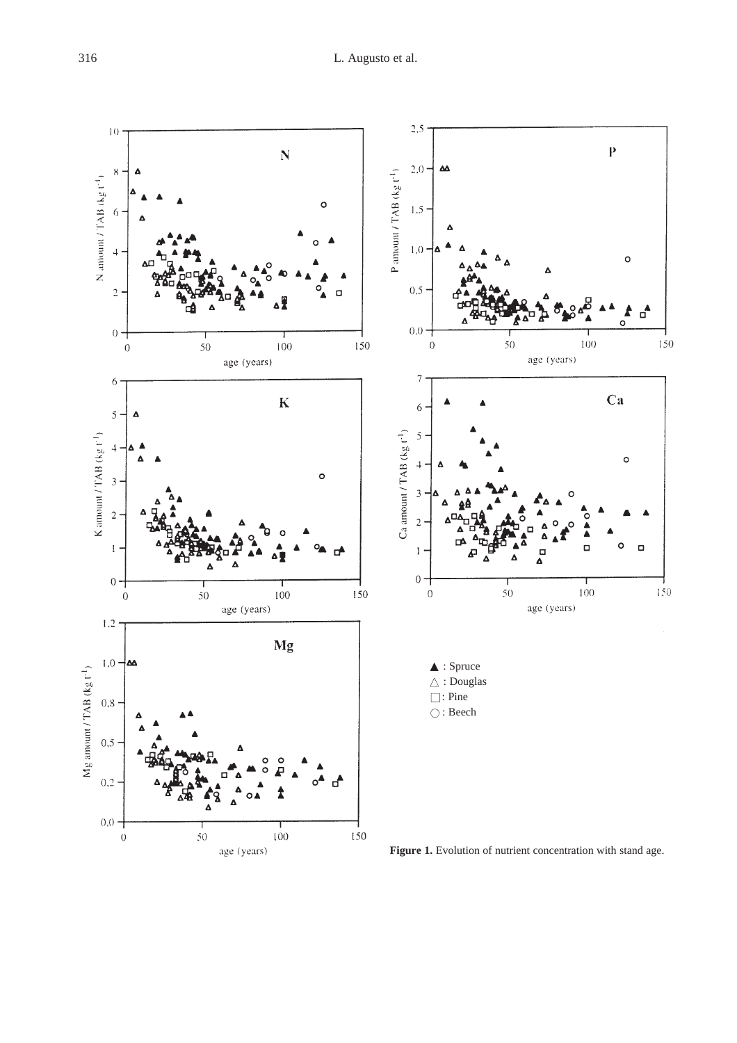**Figure 1.** Evolution of nutrient concentration with stand age.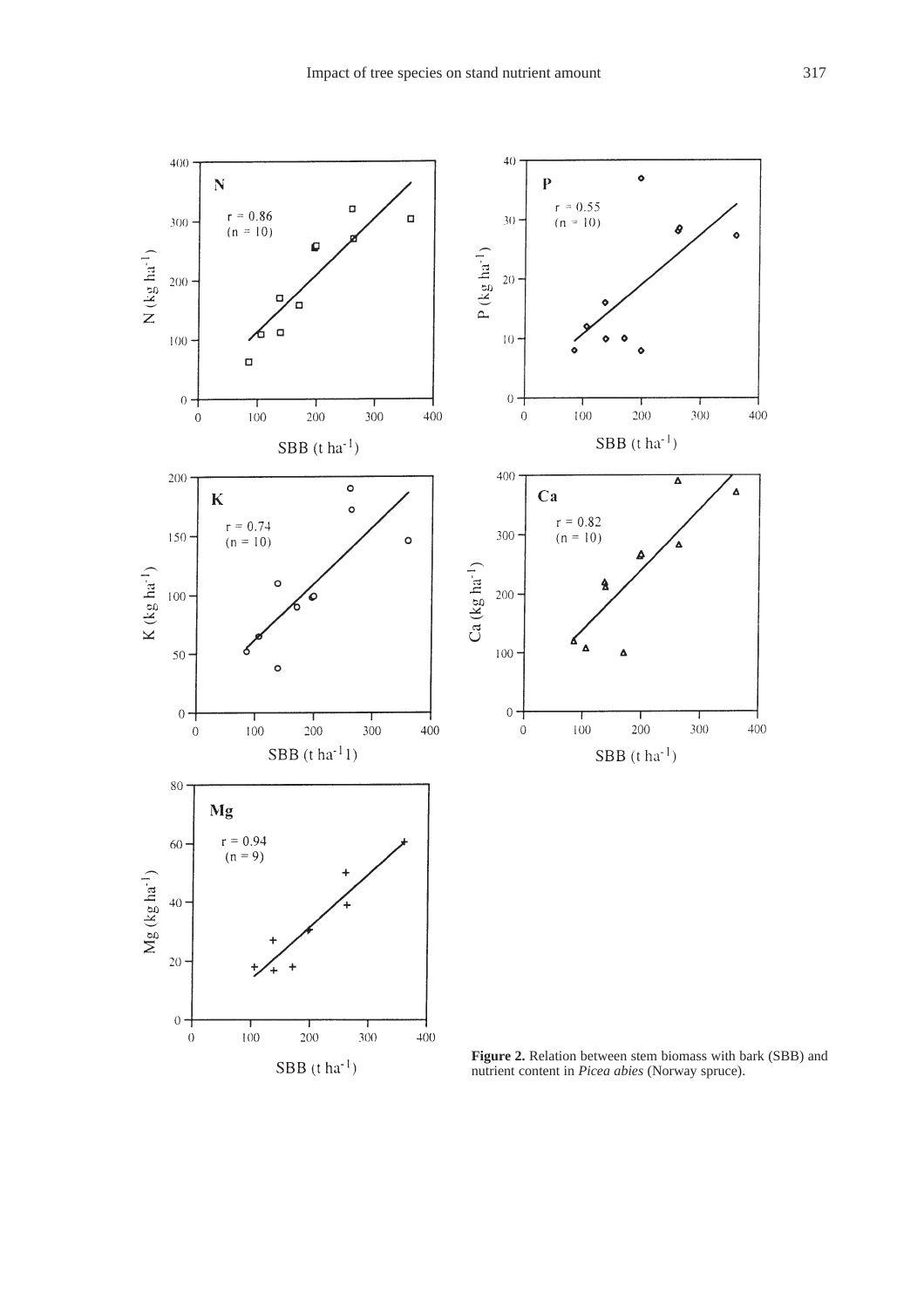**Figure 2.** Relation between stem biomass with bark (SBB) and nutrient content in *Picea abies* (Norway spruce).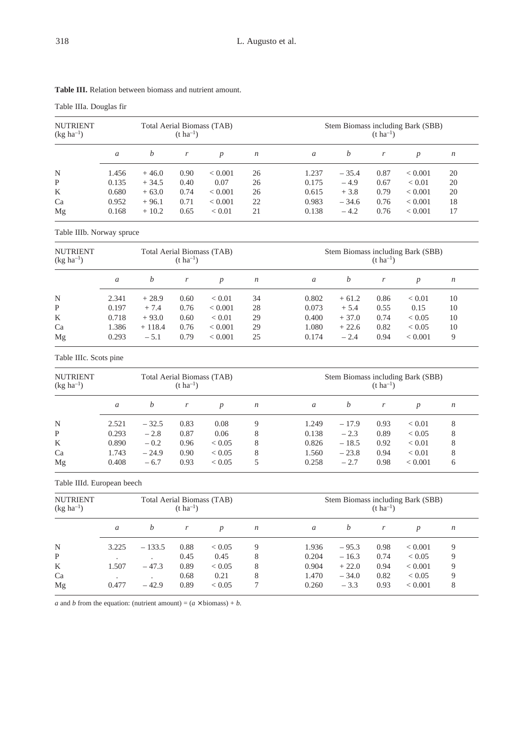**Table III.** Relation between biomass and nutrient amount.

Table IIIa. Douglas fir

| NUTRIENT (kg ha$^{-1}$) | Total Aerial Biomass (TAB) (t ha$^{-1}$) | | | | | Stem Biomass including Bark (SBB) (t ha$^{-1}$) | | | | |
|---|---|---|---|---|---|---|---|---|---|---|
| | *a* | *b* | *r* | *p* | *n* | *a* | *b* | *r* | *p* | *n* |
| N | 1.456 | + 46.0 | 0.90 | < 0.001 | 26 | 1.237 | – 35.4 | 0.87 | < 0.001 | 20 |
| P | 0.135 | + 34.5 | 0.40 | 0.07 | 26 | 0.175 | – 4.9 | 0.67 | < 0.01 | 20 |
| K | 0.680 | + 63.0 | 0.74 | < 0.001 | 26 | 0.615 | + 3.8 | 0.79 | < 0.001 | 20 |
| Ca | 0.952 | + 96.1 | 0.71 | < 0.001 | 22 | 0.983 | – 34.6 | 0.76 | < 0.001 | 18 |
| Mg | 0.168 | + 10.2 | 0.65 | < 0.01 | 21 | 0.138 | – 4.2 | 0.76 | < 0.001 | 17 |

Table IIIb. Norway spruce

| NUTRIENT (kg ha$^{-1}$) | Total Aerial Biomass (TAB) (t ha$^{-1}$) | | | | | Stem Biomass including Bark (SBB) (t ha$^{-1}$) | | | | |
|---|---|---|---|---|---|---|---|---|---|---|
| | *a* | *b* | *r* | *p* | *n* | *a* | *b* | *r* | *p* | *n* |
| N | 2.341 | + 28.9 | 0.60 | < 0.01 | 34 | 0.802 | + 61.2 | 0.86 | < 0.01 | 10 |
| P | 0.197 | + 7.4 | 0.76 | < 0.001 | 28 | 0.073 | + 5.4 | 0.55 | 0.15 | 10 |
| K | 0.718 | + 93.0 | 0.60 | < 0.01 | 29 | 0.400 | + 37.0 | 0.74 | < 0.05 | 10 |
| Ca | 1.386 | + 118.4 | 0.76 | < 0.001 | 29 | 1.080 | + 22.6 | 0.82 | < 0.05 | 10 |
| Mg | 0.293 | – 5.1 | 0.79 | < 0.001 | 25 | 0.174 | – 2.4 | 0.94 | < 0.001 | 9 |

Table IIIc. Scots pine

| NUTRIENT (kg ha$^{-1}$) | Total Aerial Biomass (TAB) (t ha$^{-1}$) | | | | | Stem Biomass including Bark (SBB) (t ha$^{-1}$) | | | | |
|---|---|---|---|---|---|---|---|---|---|---|
| | *a* | *b* | *r* | *p* | *n* | *a* | *b* | *r* | *p* | *n* |
| N | 2.521 | – 32.5 | 0.83 | 0.08 | 9 | 1.249 | – 17.9 | 0.93 | < 0.01 | 8 |
| P | 0.293 | – 2.8 | 0.87 | 0.06 | 8 | 0.138 | – 2.3 | 0.89 | < 0.05 | 8 |
| K | 0.890 | – 0.2 | 0.96 | < 0.05 | 8 | 0.826 | – 18.5 | 0.92 | < 0.01 | 8 |
| Ca | 1.743 | – 24.9 | 0.90 | < 0.05 | 8 | 1.560 | – 23.8 | 0.94 | < 0.01 | 8 |
| Mg | 0.408 | – 6.7 | 0.93 | < 0.05 | 5 | 0.258 | – 2.7 | 0.98 | < 0.001 | 6 |

Table IIId. European beech

| NUTRIENT (kg ha$^{-1}$) | Total Aerial Biomass (TAB) (t ha$^{-1}$) | | | | | Stem Biomass including Bark (SBB) (t ha$^{-1}$) | | | | |
|---|---|---|---|---|---|---|---|---|---|---|
| | *a* | *b* | *r* | *p* | *n* | *a* | *b* | *r* | *p* | *n* |
| N | 3.225 | – 133.5 | 0.88 | < 0.05 | 9 | 1.936 | – 95.3 | 0.98 | < 0.001 | 9 |
| P | . | . | 0.45 | 0.45 | 8 | 0.204 | – 16.3 | 0.74 | < 0.05 | 9 |
| K | 1.507 | – 47.3 | 0.89 | < 0.05 | 8 | 0.904 | + 22.0 | 0.94 | < 0.001 | 9 |
| Ca | . | . | 0.68 | 0.21 | 8 | 1.470 | – 34.0 | 0.82 | < 0.05 | 9 |
| Mg | 0.477 | – 42.9 | 0.89 | < 0.05 | 7 | 0.260 | – 3.3 | 0.93 | < 0.001 | 8 |

*a* and *b* from the equation: (nutrient amount) = ($a \times$ biomass) + *b*.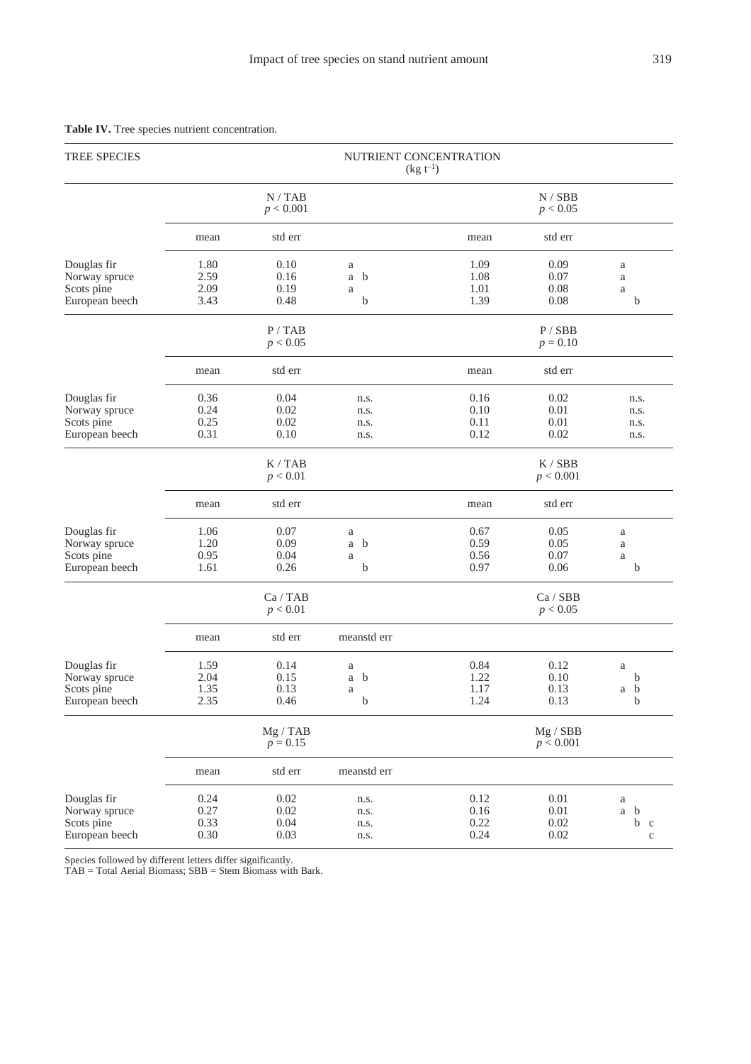**Table IV.** Tree species nutrient concentration.

| TREE SPECIES | NUTRIENT CONCENTRATION ($kg\ t^{-1}$) | | | | | |
|---|---|---|---|---|---|---|
| | N / TAB $p < 0.001$ | | | N / SBB $p < 0.05$ | | |
| | mean | std err | | mean | std err | |
| Douglas fir | 1.80 | 0.10 | a | 1.09 | 0.09 | a |
| Norway spruce | 2.59 | 0.16 | a b | 1.08 | 0.07 | a |
| Scots pine | 2.09 | 0.19 | a | 1.01 | 0.08 | a |
| European beech | 3.43 | 0.48 | b | 1.39 | 0.08 | b |
| | P / TAB $p < 0.05$ | | | P / SBB $p = 0.10$ | | |
| | mean | std err | | mean | std err | |
| Douglas fir | 0.36 | 0.04 | n.s. | 0.16 | 0.02 | n.s. |
| Norway spruce | 0.24 | 0.02 | n.s. | 0.10 | 0.01 | n.s. |
| Scots pine | 0.25 | 0.02 | n.s. | 0.11 | 0.01 | n.s. |
| European beech | 0.31 | 0.10 | n.s. | 0.12 | 0.02 | n.s. |
| | K / TAB $p < 0.01$ | | | K / SBB $p < 0.001$ | | |
| | mean | std err | | mean | std err | |
| Douglas fir | 1.06 | 0.07 | a | 0.67 | 0.05 | a |
| Norway spruce | 1.20 | 0.09 | a b | 0.59 | 0.05 | a |
| Scots pine | 0.95 | 0.04 | a | 0.56 | 0.07 | a |
| European beech | 1.61 | 0.26 | b | 0.97 | 0.06 | b |
| | Ca / TAB $p < 0.01$ | | | Ca / SBB $p < 0.05$ | | |
| | mean | std err | meanstd err | | | |
| Douglas fir | 1.59 | 0.14 | a | 0.84 | 0.12 | a |
| Norway spruce | 2.04 | 0.15 | a b | 1.22 | 0.10 | b |
| Scots pine | 1.35 | 0.13 | a | 1.17 | 0.13 | a b |
| European beech | 2.35 | 0.46 | b | 1.24 | 0.13 | b |
| | Mg / TAB $p = 0.15$ | | | Mg / SBB $p < 0.001$ | | |
| | mean | std err | meanstd err | | | |
| Douglas fir | 0.24 | 0.02 | n.s. | 0.12 | 0.01 | a |
| Norway spruce | 0.27 | 0.02 | n.s. | 0.16 | 0.01 | a b |
| Scots pine | 0.33 | 0.04 | n.s. | 0.22 | 0.02 | b c |
| European beech | 0.30 | 0.03 | n.s. | 0.24 | 0.02 | c |

Species followed by different letters differ significantly.
TAB = Total Aerial Biomass; SBB = Stem Biomass with Bark.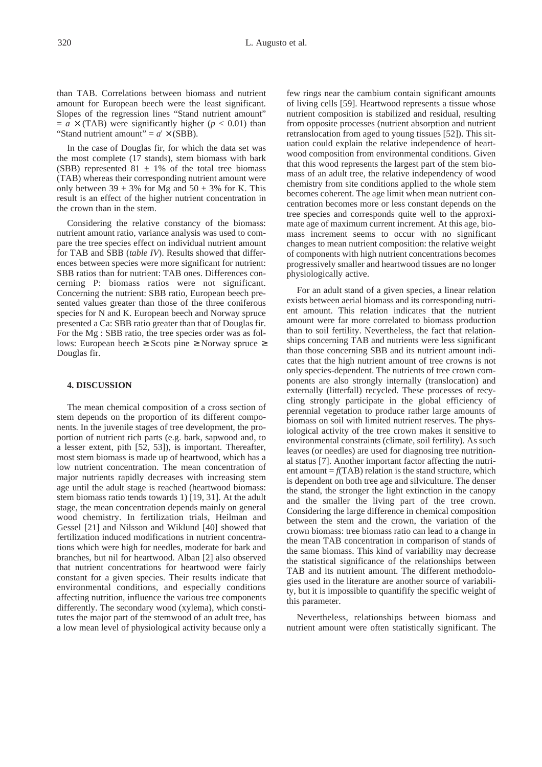than TAB. Correlations between biomass and nutrient amount for European beech were the least significant. Slopes of the regression lines "Stand nutrient amount" = $a \times$ (TAB) were significantly higher ($p < 0.01$) than "Stand nutrient amount" = $a' \times$ (SBB).

In the case of Douglas fir, for which the data set was the most complete (17 stands), stem biomass with bark (SBB) represented 81 ± 1% of the total tree biomass (TAB) whereas their corresponding nutrient amount were only between 39 ± 3% for Mg and 50 ± 3% for K. This result is an effect of the higher nutrient concentration in the crown than in the stem.

Considering the relative constancy of the biomass: nutrient amount ratio, variance analysis was used to compare the tree species effect on individual nutrient amount for TAB and SBB (*table IV*). Results showed that differences between species were more significant for nutrient: SBB ratios than for nutrient: TAB ones. Differences concerning P: biomass ratios were not significant. Concerning the nutrient: SBB ratio, European beech presented values greater than those of the three coniferous species for N and K. European beech and Norway spruce presented a Ca: SBB ratio greater than that of Douglas fir. For the Mg : SBB ratio, the tree species order was as follows: European beech ≥ Scots pine ≥ Norway spruce ≥ Douglas fir.

## 4. DISCUSSION

The mean chemical composition of a cross section of stem depends on the proportion of its different components. In the juvenile stages of tree development, the proportion of nutrient rich parts (e.g. bark, sapwood and, to a lesser extent, pith [52, 53]), is important. Thereafter, most stem biomass is made up of heartwood, which has a low nutrient concentration. The mean concentration of major nutrients rapidly decreases with increasing stem age until the adult stage is reached (heartwood biomass: stem biomass ratio tends towards 1) [19, 31]. At the adult stage, the mean concentration depends mainly on general wood chemistry. In fertilization trials, Heilman and Gessel [21] and Nilsson and Wiklund [40] showed that fertilization induced modifications in nutrient concentrations which were high for needles, moderate for bark and branches, but nil for heartwood. Alban [2] also observed that nutrient concentrations for heartwood were fairly constant for a given species. Their results indicate that environmental conditions, and especially conditions affecting nutrition, influence the various tree components differently. The secondary wood (xylema), which constitutes the major part of the stemwood of an adult tree, has a low mean level of physiological activity because only a few rings near the cambium contain significant amounts of living cells [59]. Heartwood represents a tissue whose nutrient composition is stabilized and residual, resulting from opposite processes (nutrient absorption and nutrient retranslocation from aged to young tissues [52]). This situation could explain the relative independence of heartwood composition from environmental conditions. Given that this wood represents the largest part of the stem biomass of an adult tree, the relative independency of wood chemistry from site conditions applied to the whole stem becomes coherent. The age limit when mean nutrient concentration becomes more or less constant depends on the tree species and corresponds quite well to the approximate age of maximum current increment. At this age, biomass increment seems to occur with no significant changes to mean nutrient composition: the relative weight of components with high nutrient concentrations becomes progressively smaller and heartwood tissues are no longer physiologically active.

For an adult stand of a given species, a linear relation exists between aerial biomass and its corresponding nutrient amount. This relation indicates that the nutrient amount were far more correlated to biomass production than to soil fertility. Nevertheless, the fact that relationships concerning TAB and nutrients were less significant than those concerning SBB and its nutrient amount indicates that the high nutrient amount of tree crowns is not only species-dependent. The nutrients of tree crown components are also strongly internally (translocation) and externally (litterfall) recycled. These processes of recycling strongly participate in the global efficiency of perennial vegetation to produce rather large amounts of biomass on soil with limited nutrient reserves. The physiological activity of the tree crown makes it sensitive to environmental constraints (climate, soil fertility). As such leaves (or needles) are used for diagnosing tree nutritional status [7]. Another important factor affecting the nutrient amount = $f$(TAB) relation is the stand structure, which is dependent on both tree age and silviculture. The denser the stand, the stronger the light extinction in the canopy and the smaller the living part of the tree crown. Considering the large difference in chemical composition between the stem and the crown, the variation of the crown biomass: tree biomass ratio can lead to a change in the mean TAB concentration in comparison of stands of the same biomass. This kind of variability may decrease the statistical significance of the relationships between TAB and its nutrient amount. The different methodologies used in the literature are another source of variability, but it is impossible to quantifify the specific weight of this parameter.

Nevertheless, relationships between biomass and nutrient amount were often statistically significant. The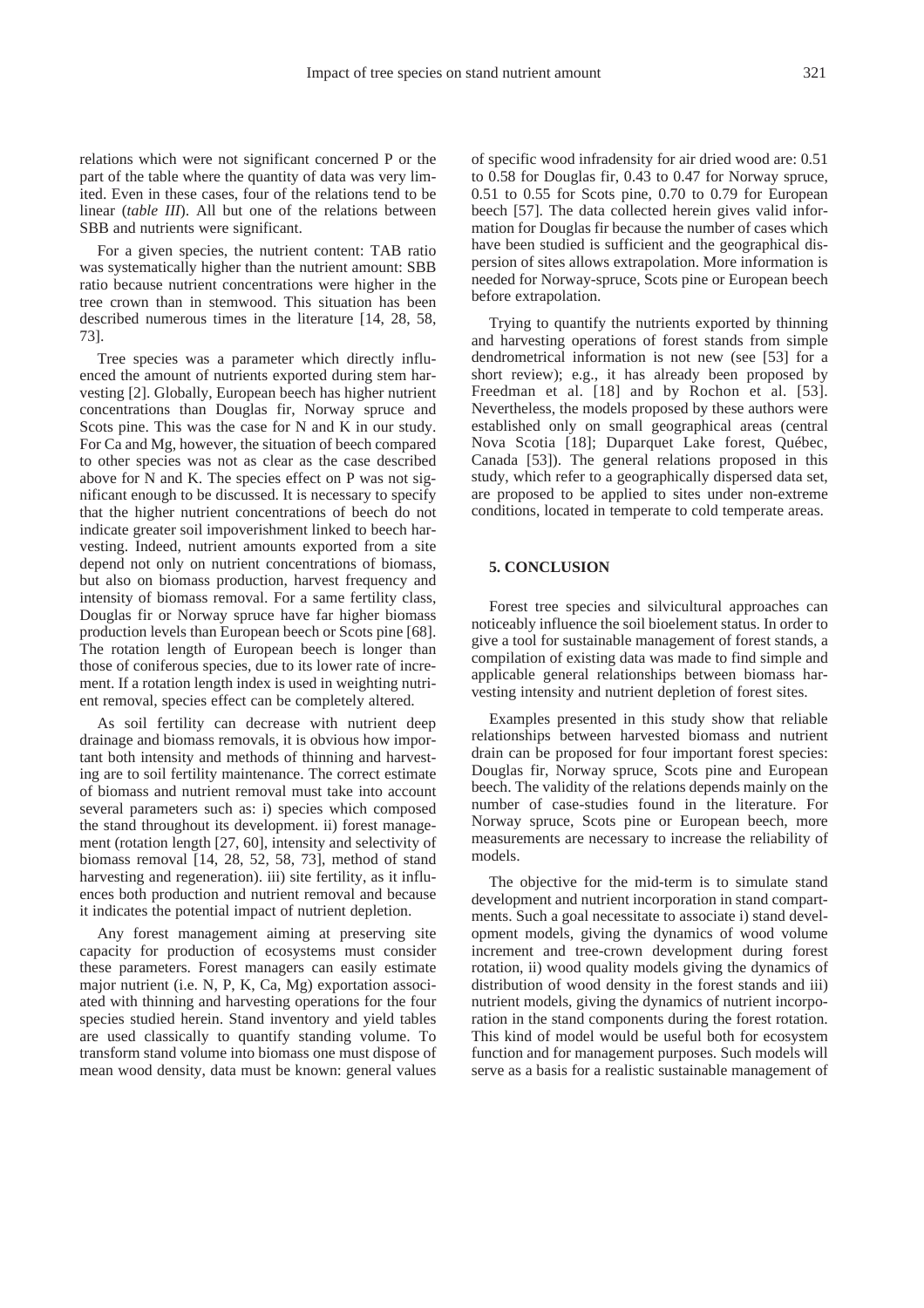relations which were not significant concerned P or the part of the table where the quantity of data was very limited. Even in these cases, four of the relations tend to be linear (*table III*). All but one of the relations between SBB and nutrients were significant.

For a given species, the nutrient content: TAB ratio was systematically higher than the nutrient amount: SBB ratio because nutrient concentrations were higher in the tree crown than in stemwood. This situation has been described numerous times in the literature [14, 28, 58, 73].

Tree species was a parameter which directly influenced the amount of nutrients exported during stem harvesting [2]. Globally, European beech has higher nutrient concentrations than Douglas fir, Norway spruce and Scots pine. This was the case for N and K in our study. For Ca and Mg, however, the situation of beech compared to other species was not as clear as the case described above for N and K. The species effect on P was not significant enough to be discussed. It is necessary to specify that the higher nutrient concentrations of beech do not indicate greater soil impoverishment linked to beech harvesting. Indeed, nutrient amounts exported from a site depend not only on nutrient concentrations of biomass, but also on biomass production, harvest frequency and intensity of biomass removal. For a same fertility class, Douglas fir or Norway spruce have far higher biomass production levels than European beech or Scots pine [68]. The rotation length of European beech is longer than those of coniferous species, due to its lower rate of increment. If a rotation length index is used in weighting nutrient removal, species effect can be completely altered.

As soil fertility can decrease with nutrient deep drainage and biomass removals, it is obvious how important both intensity and methods of thinning and harvesting are to soil fertility maintenance. The correct estimate of biomass and nutrient removal must take into account several parameters such as: i) species which composed the stand throughout its development. ii) forest management (rotation length [27, 60], intensity and selectivity of biomass removal [14, 28, 52, 58, 73], method of stand harvesting and regeneration). iii) site fertility, as it influences both production and nutrient removal and because it indicates the potential impact of nutrient depletion.

Any forest management aiming at preserving site capacity for production of ecosystems must consider these parameters. Forest managers can easily estimate major nutrient (i.e. N, P, K, Ca, Mg) exportation associated with thinning and harvesting operations for the four species studied herein. Stand inventory and yield tables are used classically to quantify standing volume. To transform stand volume into biomass one must dispose of mean wood density, data must be known: general values of specific wood infradensity for air dried wood are: 0.51 to 0.58 for Douglas fir, 0.43 to 0.47 for Norway spruce, 0.51 to 0.55 for Scots pine, 0.70 to 0.79 for European beech [57]. The data collected herein gives valid information for Douglas fir because the number of cases which have been studied is sufficient and the geographical dispersion of sites allows extrapolation. More information is needed for Norway-spruce, Scots pine or European beech before extrapolation.

Trying to quantify the nutrients exported by thinning and harvesting operations of forest stands from simple dendrometrical information is not new (see [53] for a short review); e.g., it has already been proposed by Freedman et al. [18] and by Rochon et al. [53]. Nevertheless, the models proposed by these authors were established only on small geographical areas (central Nova Scotia [18]; Duparquet Lake forest, Québec, Canada [53]). The general relations proposed in this study, which refer to a geographically dispersed data set, are proposed to be applied to sites under non-extreme conditions, located in temperate to cold temperate areas.

## 5. CONCLUSION

Forest tree species and silvicultural approaches can noticeably influence the soil bioelement status. In order to give a tool for sustainable management of forest stands, a compilation of existing data was made to find simple and applicable general relationships between biomass harvesting intensity and nutrient depletion of forest sites.

Examples presented in this study show that reliable relationships between harvested biomass and nutrient drain can be proposed for four important forest species: Douglas fir, Norway spruce, Scots pine and European beech. The validity of the relations depends mainly on the number of case-studies found in the literature. For Norway spruce, Scots pine or European beech, more measurements are necessary to increase the reliability of models.

The objective for the mid-term is to simulate stand development and nutrient incorporation in stand compartments. Such a goal necessitate to associate i) stand development models, giving the dynamics of wood volume increment and tree-crown development during forest rotation, ii) wood quality models giving the dynamics of distribution of wood density in the forest stands and iii) nutrient models, giving the dynamics of nutrient incorporation in the stand components during the forest rotation. This kind of model would be useful both for ecosystem function and for management purposes. Such models will serve as a basis for a realistic sustainable management of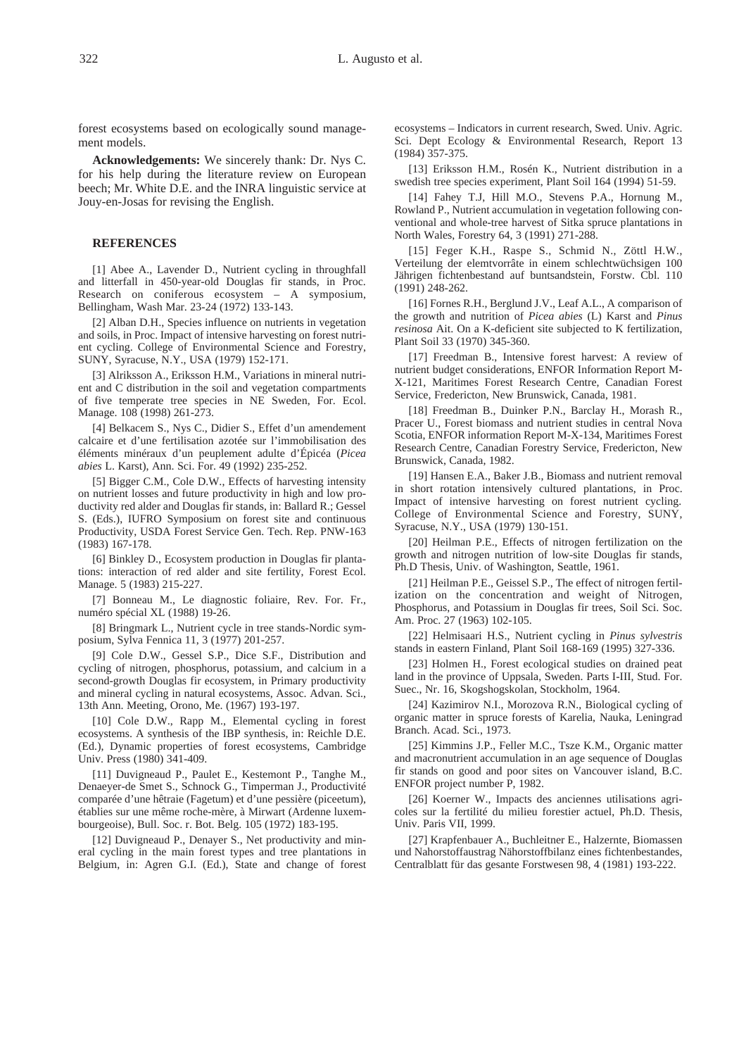forest ecosystems based on ecologically sound management models.

**Acknowledgements:** We sincerely thank: Dr. Nys C. for his help during the literature review on European beech; Mr. White D.E. and the INRA linguistic service at Jouy-en-Josas for revising the English.

## REFERENCES

[1] Abee A., Lavender D., Nutrient cycling in throughfall and litterfall in 450-year-old Douglas fir stands, in Proc. Research on coniferous ecosystem – A symposium, Bellingham, Wash Mar. 23-24 (1972) 133-143.

[2] Alban D.H., Species influence on nutrients in vegetation and soils, in Proc. Impact of intensive harvesting on forest nutrient cycling. College of Environmental Science and Forestry, SUNY, Syracuse, N.Y., USA (1979) 152-171.

[3] Alriksson A., Eriksson H.M., Variations in mineral nutrient and C distribution in the soil and vegetation compartments of five temperate tree species in NE Sweden, For. Ecol. Manage. 108 (1998) 261-273.

[4] Belkacem S., Nys C., Didier S., Effet d'un amendement calcaire et d'une fertilisation azotée sur l'immobilisation des éléments minéraux d'un peuplement adulte d'Épicéa (*Picea abies* L. Karst), Ann. Sci. For. 49 (1992) 235-252.

[5] Bigger C.M., Cole D.W., Effects of harvesting intensity on nutrient losses and future productivity in high and low productivity red alder and Douglas fir stands, in: Ballard R.; Gessel S. (Eds.), IUFRO Symposium on forest site and continuous Productivity, USDA Forest Service Gen. Tech. Rep. PNW-163 (1983) 167-178.

[6] Binkley D., Ecosystem production in Douglas fir plantations: interaction of red alder and site fertility, Forest Ecol. Manage. 5 (1983) 215-227.

[7] Bonneau M., Le diagnostic foliaire, Rev. For. Fr., numéro spécial XL (1988) 19-26.

[8] Bringmark L., Nutrient cycle in tree stands-Nordic symposium, Sylva Fennica 11, 3 (1977) 201-257.

[9] Cole D.W., Gessel S.P., Dice S.F., Distribution and cycling of nitrogen, phosphorus, potassium, and calcium in a second-growth Douglas fir ecosystem, in Primary productivity and mineral cycling in natural ecosystems, Assoc. Advan. Sci., 13th Ann. Meeting, Orono, Me. (1967) 193-197.

[10] Cole D.W., Rapp M., Elemental cycling in forest ecosystems. A synthesis of the IBP synthesis, in: Reichle D.E. (Ed.), Dynamic properties of forest ecosystems, Cambridge Univ. Press (1980) 341-409.

[11] Duvigneaud P., Paulet E., Kestemont P., Tanghe M., Denaeyer-de Smet S., Schnock G., Timperman J., Productivité comparée d'une hêtraie (Fagetum) et d'une pessière (piceetum), établies sur une même roche-mère, à Mirwart (Ardenne luxembourgeoise), Bull. Soc. r. Bot. Belg. 105 (1972) 183-195.

[12] Duvigneaud P., Denayer S., Net productivity and mineral cycling in the main forest types and tree plantations in Belgium, in: Agren G.I. (Ed.), State and change of forest ecosystems – Indicators in current research, Swed. Univ. Agric. Sci. Dept Ecology & Environmental Research, Report 13 (1984) 357-375.

[13] Eriksson H.M., Rosén K., Nutrient distribution in a swedish tree species experiment, Plant Soil 164 (1994) 51-59.

[14] Fahey T.J, Hill M.O., Stevens P.A., Hornung M., Rowland P., Nutrient accumulation in vegetation following conventional and whole-tree harvest of Sitka spruce plantations in North Wales, Forestry 64, 3 (1991) 271-288.

[15] Feger K.H., Raspe S., Schmid N., Zöttl H.W., Verteilung der elemtvorrâte in einem schlechtwüchsigen 100 Jährigen fichtenbestand auf buntsandstein, Forstw. Cbl. 110 (1991) 248-262.

[16] Fornes R.H., Berglund J.V., Leaf A.L., A comparison of the growth and nutrition of *Picea abies* (L) Karst and *Pinus resinosa* Ait. On a K-deficient site subjected to K fertilization, Plant Soil 33 (1970) 345-360.

[17] Freedman B., Intensive forest harvest: A review of nutrient budget considerations, ENFOR Information Report M-X-121, Maritimes Forest Research Centre, Canadian Forest Service, Fredericton, New Brunswick, Canada, 1981.

[18] Freedman B., Duinker P.N., Barclay H., Morash R., Pracer U., Forest biomass and nutrient studies in central Nova Scotia, ENFOR information Report M-X-134, Maritimes Forest Research Centre, Canadian Forestry Service, Fredericton, New Brunswick, Canada, 1982.

[19] Hansen E.A., Baker J.B., Biomass and nutrient removal in short rotation intensively cultured plantations, in Proc. Impact of intensive harvesting on forest nutrient cycling. College of Environmental Science and Forestry, SUNY, Syracuse, N.Y., USA (1979) 130-151.

[20] Heilman P.E., Effects of nitrogen fertilization on the growth and nitrogen nutrition of low-site Douglas fir stands, Ph.D Thesis, Univ. of Washington, Seattle, 1961.

[21] Heilman P.E., Geissel S.P., The effect of nitrogen fertilization on the concentration and weight of Nitrogen, Phosphorus, and Potassium in Douglas fir trees, Soil Sci. Soc. Am. Proc. 27 (1963) 102-105.

[22] Helmisaari H.S., Nutrient cycling in *Pinus sylvestris* stands in eastern Finland, Plant Soil 168-169 (1995) 327-336.

[23] Holmen H., Forest ecological studies on drained peat land in the province of Uppsala, Sweden. Parts I-III, Stud. For. Suec., Nr. 16, Skogshogskolan, Stockholm, 1964.

[24] Kazimirov N.I., Morozova R.N., Biological cycling of organic matter in spruce forests of Karelia, Nauka, Leningrad Branch. Acad. Sci., 1973.

[25] Kimmins J.P., Feller M.C., Tsze K.M., Organic matter and macronutrient accumulation in an age sequence of Douglas fir stands on good and poor sites on Vancouver island, B.C. ENFOR project number P, 1982.

[26] Koerner W., Impacts des anciennes utilisations agricoles sur la fertilité du milieu forestier actuel, Ph.D. Thesis, Univ. Paris VII, 1999.

[27] Krapfenbauer A., Buchleitner E., Halzernte, Biomassen und Nahorstoffaustrag Nähorstoffbilanz eines fichtenbestandes, Centralblatt für das gesante Forstwesen 98, 4 (1981) 193-222.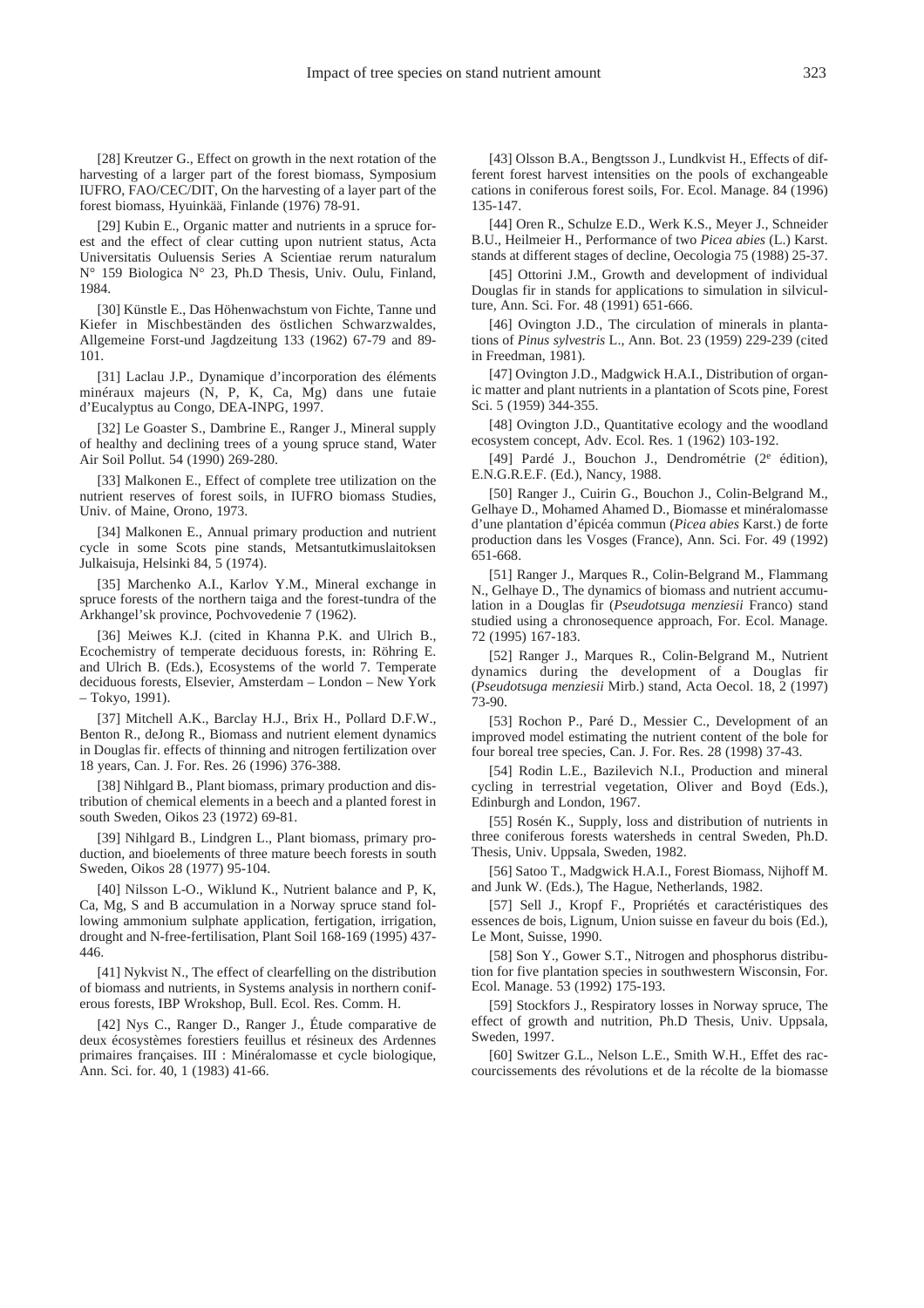[28] Kreutzer G., Effect on growth in the next rotation of the harvesting of a larger part of the forest biomass, Symposium IUFRO, FAO/CEC/DIT, On the harvesting of a layer part of the forest biomass, Hyuinkää, Finlande (1976) 78-91.

[29] Kubin E., Organic matter and nutrients in a spruce forest and the effect of clear cutting upon nutrient status, Acta Universitatis Ouluensis Series A Scientiae rerum naturalum N° 159 Biologica N° 23, Ph.D Thesis, Univ. Oulu, Finland, 1984.

[30] Künstle E., Das Höhenwachstum von Fichte, Tanne und Kiefer in Mischbeständen des östlichen Schwarzwaldes, Allgemeine Forst-und Jagdzeitung 133 (1962) 67-79 and 89-101.

[31] Laclau J.P., Dynamique d'incorporation des éléments minéraux majeurs (N, P, K, Ca, Mg) dans une futaie d'Eucalyptus au Congo, DEA-INPG, 1997.

[32] Le Goaster S., Dambrine E., Ranger J., Mineral supply of healthy and declining trees of a young spruce stand, Water Air Soil Pollut. 54 (1990) 269-280.

[33] Malkonen E., Effect of complete tree utilization on the nutrient reserves of forest soils, in IUFRO biomass Studies, Univ. of Maine, Orono, 1973.

[34] Malkonen E., Annual primary production and nutrient cycle in some Scots pine stands, Metsantutkimuslaitoksen Julkaisuja, Helsinki 84, 5 (1974).

[35] Marchenko A.I., Karlov Y.M., Mineral exchange in spruce forests of the northern taiga and the forest-tundra of the Arkhangel'sk province, Pochvovedenie 7 (1962).

[36] Meiwes K.J. (cited in Khanna P.K. and Ulrich B., Ecochemistry of temperate deciduous forests, in: Röhring E. and Ulrich B. (Eds.), Ecosystems of the world 7. Temperate deciduous forests, Elsevier, Amsterdam – London – New York – Tokyo, 1991).

[37] Mitchell A.K., Barclay H.J., Brix H., Pollard D.F.W., Benton R., deJong R., Biomass and nutrient element dynamics in Douglas fir. effects of thinning and nitrogen fertilization over 18 years, Can. J. For. Res. 26 (1996) 376-388.

[38] Nihlgard B., Plant biomass, primary production and distribution of chemical elements in a beech and a planted forest in south Sweden, Oikos 23 (1972) 69-81.

[39] Nihlgard B., Lindgren L., Plant biomass, primary production, and bioelements of three mature beech forests in south Sweden, Oikos 28 (1977) 95-104.

[40] Nilsson L-O., Wiklund K., Nutrient balance and P, K, Ca, Mg, S and B accumulation in a Norway spruce stand following ammonium sulphate application, fertigation, irrigation, drought and N-free-fertilisation, Plant Soil 168-169 (1995) 437-446.

[41] Nykvist N., The effect of clearfelling on the distribution of biomass and nutrients, in Systems analysis in northern coniferous forests, IBP Wrokshop, Bull. Ecol. Res. Comm. H.

[42] Nys C., Ranger D., Ranger J., Étude comparative de deux écosystèmes forestiers feuillus et résineux des Ardennes primaires françaises. III : Minéralomasse et cycle biologique, Ann. Sci. for. 40, 1 (1983) 41-66.

[43] Olsson B.A., Bengtsson J., Lundkvist H., Effects of different forest harvest intensities on the pools of exchangeable cations in coniferous forest soils, For. Ecol. Manage. 84 (1996) 135-147.

[44] Oren R., Schulze E.D., Werk K.S., Meyer J., Schneider B.U., Heilmeier H., Performance of two *Picea abies* (L.) Karst. stands at different stages of decline, Oecologia 75 (1988) 25-37.

[45] Ottorini J.M., Growth and development of individual Douglas fir in stands for applications to simulation in silviculture, Ann. Sci. For. 48 (1991) 651-666.

[46] Ovington J.D., The circulation of minerals in plantations of *Pinus sylvestris* L., Ann. Bot. 23 (1959) 229-239 (cited in Freedman, 1981).

[47] Ovington J.D., Madgwick H.A.I., Distribution of organic matter and plant nutrients in a plantation of Scots pine, Forest Sci. 5 (1959) 344-355.

[48] Ovington J.D., Quantitative ecology and the woodland ecosystem concept, Adv. Ecol. Res. 1 (1962) 103-192.

[49] Pardé J., Bouchon J., Dendrométrie (2e édition), E.N.G.R.E.F. (Ed.), Nancy, 1988.

[50] Ranger J., Cuirin G., Bouchon J., Colin-Belgrand M., Gelhaye D., Mohamed Ahamed D., Biomasse et minéralomasse d'une plantation d'épicéa commun (*Picea abies* Karst.) de forte production dans les Vosges (France), Ann. Sci. For. 49 (1992) 651-668.

[51] Ranger J., Marques R., Colin-Belgrand M., Flammang N., Gelhaye D., The dynamics of biomass and nutrient accumulation in a Douglas fir (*Pseudotsuga menziesii* Franco) stand studied using a chronosequence approach, For. Ecol. Manage. 72 (1995) 167-183.

[52] Ranger J., Marques R., Colin-Belgrand M., Nutrient dynamics during the development of a Douglas fir (*Pseudotsuga menziesii* Mirb.) stand, Acta Oecol. 18, 2 (1997) 73-90.

[53] Rochon P., Paré D., Messier C., Development of an improved model estimating the nutrient content of the bole for four boreal tree species, Can. J. For. Res. 28 (1998) 37-43.

[54] Rodin L.E., Bazilevich N.I., Production and mineral cycling in terrestrial vegetation, Oliver and Boyd (Eds.), Edinburgh and London, 1967.

[55] Rosén K., Supply, loss and distribution of nutrients in three coniferous forests watersheds in central Sweden, Ph.D. Thesis, Univ. Uppsala, Sweden, 1982.

[56] Satoo T., Madgwick H.A.I., Forest Biomass, Nijhoff M. and Junk W. (Eds.), The Hague, Netherlands, 1982.

[57] Sell J., Kropf F., Propriétés et caractéristiques des essences de bois, Lignum, Union suisse en faveur du bois (Ed.), Le Mont, Suisse, 1990.

[58] Son Y., Gower S.T., Nitrogen and phosphorus distribution for five plantation species in southwestern Wisconsin, For. Ecol. Manage. 53 (1992) 175-193.

[59] Stockfors J., Respiratory losses in Norway spruce, The effect of growth and nutrition, Ph.D Thesis, Univ. Uppsala, Sweden, 1997.

[60] Switzer G.L., Nelson L.E., Smith W.H., Effet des raccourcissements des révolutions et de la récolte de la biomasse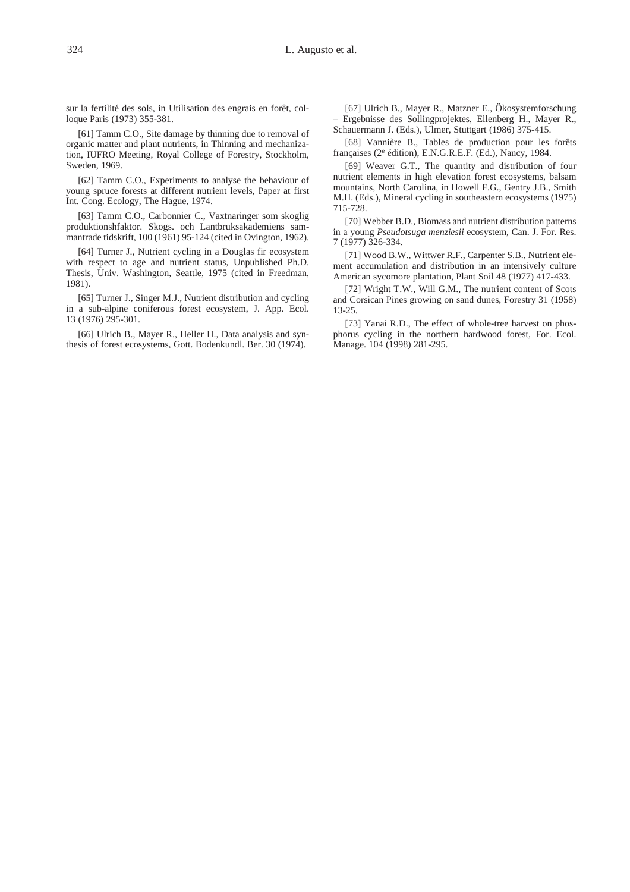sur la fertilité des sols, in Utilisation des engrais en forêt, colloque Paris (1973) 355-381.

[61] Tamm C.O., Site damage by thinning due to removal of organic matter and plant nutrients, in Thinning and mechanization, IUFRO Meeting, Royal College of Forestry, Stockholm, Sweden, 1969.

[62] Tamm C.O., Experiments to analyse the behaviour of young spruce forests at different nutrient levels, Paper at first Int. Cong. Ecology, The Hague, 1974.

[63] Tamm C.O., Carbonnier C., Vaxtnaringer som skoglig produktionshfaktor. Skogs. och Lantbruksakademiens sammantrade tidskrift, 100 (1961) 95-124 (cited in Ovington, 1962).

[64] Turner J., Nutrient cycling in a Douglas fir ecosystem with respect to age and nutrient status, Unpublished Ph.D. Thesis, Univ. Washington, Seattle, 1975 (cited in Freedman, 1981).

[65] Turner J., Singer M.J., Nutrient distribution and cycling in a sub-alpine coniferous forest ecosystem, J. App. Ecol. 13 (1976) 295-301.

[66] Ulrich B., Mayer R., Heller H., Data analysis and synthesis of forest ecosystems, Gott. Bodenkundl. Ber. 30 (1974).

[67] Ulrich B., Mayer R., Matzner E., Ökosystemforschung – Ergebnisse des Sollingprojektes, Ellenberg H., Mayer R., Schauermann J. (Eds.), Ulmer, Stuttgart (1986) 375-415.

[68] Vannière B., Tables de production pour les forêts françaises (2e édition), E.N.G.R.E.F. (Ed.), Nancy, 1984.

[69] Weaver G.T., The quantity and distribution of four nutrient elements in high elevation forest ecosystems, balsam mountains, North Carolina, in Howell F.G., Gentry J.B., Smith M.H. (Eds.), Mineral cycling in southeastern ecosystems (1975) 715-728.

[70] Webber B.D., Biomass and nutrient distribution patterns in a young *Pseudotsuga menziesii* ecosystem, Can. J. For. Res. 7 (1977) 326-334.

[71] Wood B.W., Wittwer R.F., Carpenter S.B., Nutrient element accumulation and distribution in an intensively culture American sycomore plantation, Plant Soil 48 (1977) 417-433.

[72] Wright T.W., Will G.M., The nutrient content of Scots and Corsican Pines growing on sand dunes, Forestry 31 (1958) 13-25.

[73] Yanai R.D., The effect of whole-tree harvest on phosphorus cycling in the northern hardwood forest, For. Ecol. Manage. 104 (1998) 281-295.